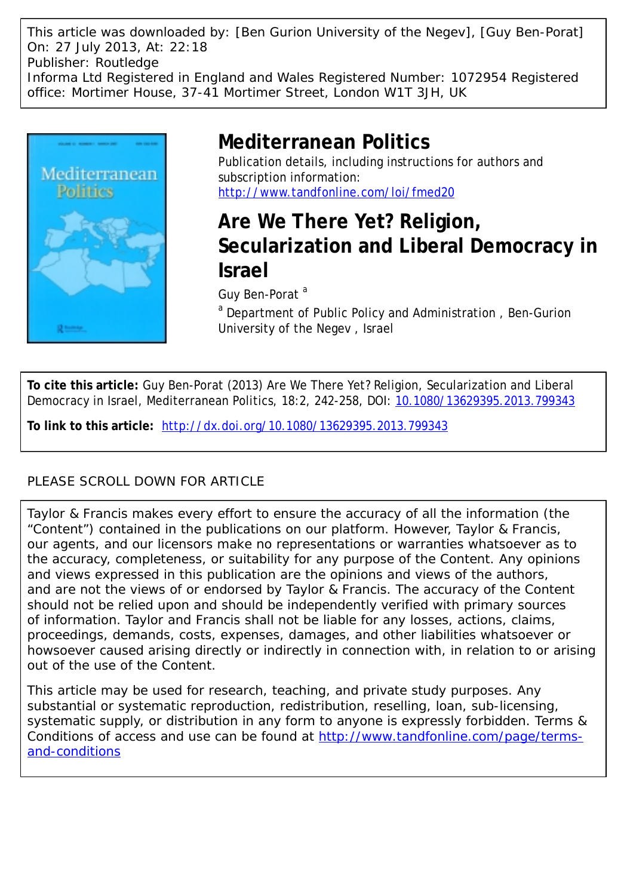This article was downloaded by: [Ben Gurion University of the Negev], [Guy Ben-Porat]
On: 27 July 2013, At: 22:18
Publisher: Routledge
Informa Ltd Registered in England and Wales Registered Number: 1072954 Registered office: Mortimer House, 37-41 Mortimer Street, London W1T 3JH, UK

# Mediterranean Politics

Publication details, including instructions for authors and subscription information:
http://www.tandfonline.com/loi/fmed20

## Are We There Yet? Religion, Secularization and Liberal Democracy in Israel

Guy Ben-Porat [a]

[a] Department of Public Policy and Administration , Ben-Gurion University of the Negev , Israel

**To cite this article:** Guy Ben-Porat (2013) Are We There Yet? Religion, Secularization and Liberal Democracy in Israel, Mediterranean Politics, 18:2, 242-258, DOI: 10.1080/13629395.2013.799343

**To link to this article:** http://dx.doi.org/10.1080/13629395.2013.799343

PLEASE SCROLL DOWN FOR ARTICLE

Taylor & Francis makes every effort to ensure the accuracy of all the information (the "Content") contained in the publications on our platform. However, Taylor & Francis, our agents, and our licensors make no representations or warranties whatsoever as to the accuracy, completeness, or suitability for any purpose of the Content. Any opinions and views expressed in this publication are the opinions and views of the authors, and are not the views of or endorsed by Taylor & Francis. The accuracy of the Content should not be relied upon and should be independently verified with primary sources of information. Taylor and Francis shall not be liable for any losses, actions, claims, proceedings, demands, costs, expenses, damages, and other liabilities whatsoever or howsoever caused arising directly or indirectly in connection with, in relation to or arising out of the use of the Content.

This article may be used for research, teaching, and private study purposes. Any substantial or systematic reproduction, redistribution, reselling, loan, sub-licensing, systematic supply, or distribution in any form to anyone is expressly forbidden. Terms & Conditions of access and use can be found at http://www.tandfonline.com/page/terms-and-conditions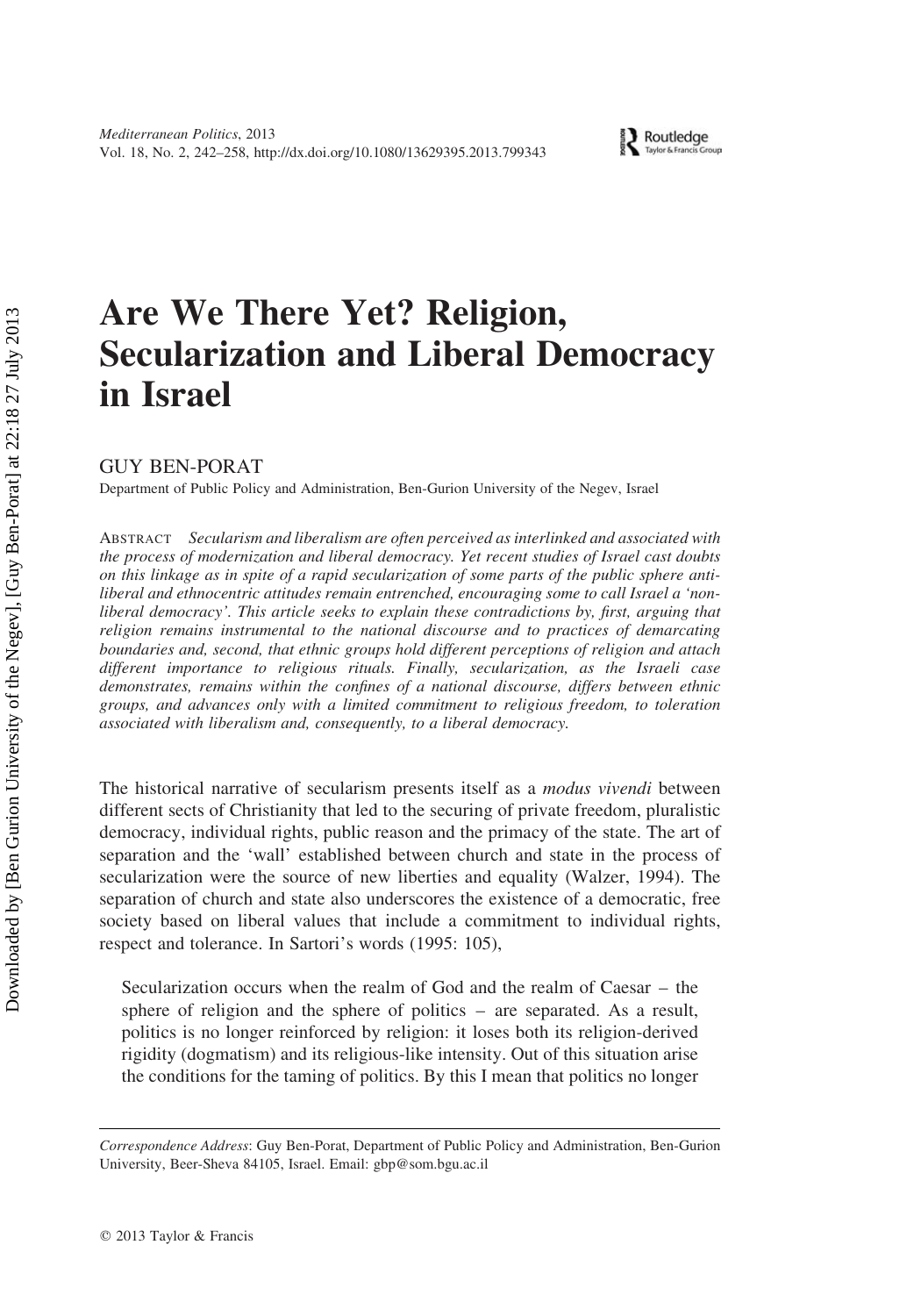# Are We There Yet? Religion, Secularization and Liberal Democracy in Israel

GUY BEN-PORAT

Department of Public Policy and Administration, Ben-Gurion University of the Negev, Israel

ABSTRACT *Secularism and liberalism are often perceived as interlinked and associated with the process of modernization and liberal democracy. Yet recent studies of Israel cast doubts on this linkage as in spite of a rapid secularization of some parts of the public sphere anti-liberal and ethnocentric attitudes remain entrenched, encouraging some to call Israel a 'non-liberal democracy'. This article seeks to explain these contradictions by, first, arguing that religion remains instrumental to the national discourse and to practices of demarcating boundaries and, second, that ethnic groups hold different perceptions of religion and attach different importance to religious rituals. Finally, secularization, as the Israeli case demonstrates, remains within the confines of a national discourse, differs between ethnic groups, and advances only with a limited commitment to religious freedom, to toleration associated with liberalism and, consequently, to a liberal democracy.*

The historical narrative of secularism presents itself as a *modus vivendi* between different sects of Christianity that led to the securing of private freedom, pluralistic democracy, individual rights, public reason and the primacy of the state. The art of separation and the 'wall' established between church and state in the process of secularization were the source of new liberties and equality (Walzer, 1994). The separation of church and state also underscores the existence of a democratic, free society based on liberal values that include a commitment to individual rights, respect and tolerance. In Sartori's words (1995: 105),

> Secularization occurs when the realm of God and the realm of Caesar – the sphere of religion and the sphere of politics – are separated. As a result, politics is no longer reinforced by religion: it loses both its religion-derived rigidity (dogmatism) and its religious-like intensity. Out of this situation arise the conditions for the taming of politics. By this I mean that politics no longer

*Correspondence Address*: Guy Ben-Porat, Department of Public Policy and Administration, Ben-Gurion University, Beer-Sheva 84105, Israel. Email: gbp@som.bgu.ac.il

© 2013 Taylor & Francis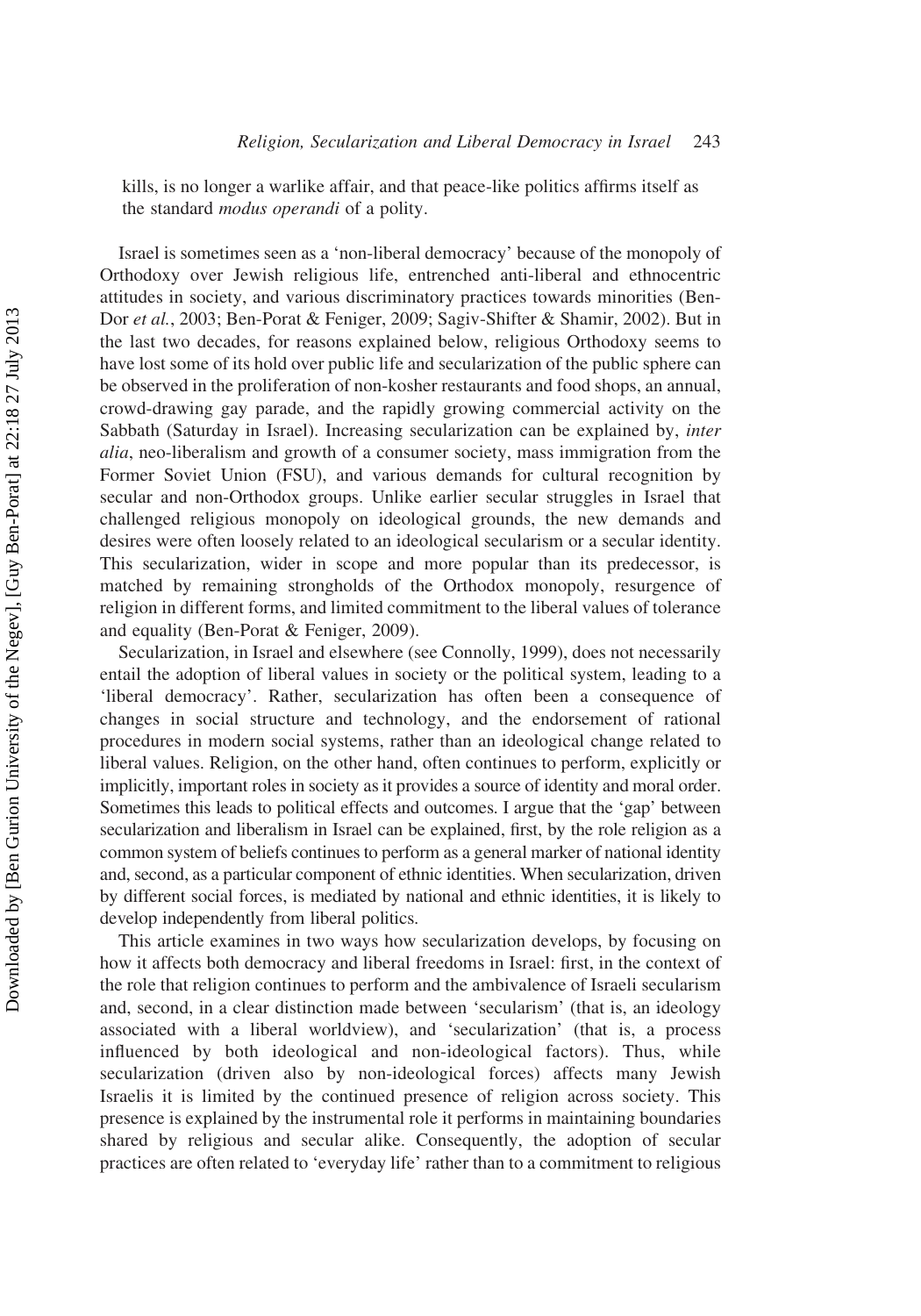kills, is no longer a warlike affair, and that peace-like politics affirms itself as the standard *modus operandi* of a polity.

Israel is sometimes seen as a 'non-liberal democracy' because of the monopoly of Orthodoxy over Jewish religious life, entrenched anti-liberal and ethnocentric attitudes in society, and various discriminatory practices towards minorities (Ben-Dor *et al.*, 2003; Ben-Porat & Feniger, 2009; Sagiv-Shifter & Shamir, 2002). But in the last two decades, for reasons explained below, religious Orthodoxy seems to have lost some of its hold over public life and secularization of the public sphere can be observed in the proliferation of non-kosher restaurants and food shops, an annual, crowd-drawing gay parade, and the rapidly growing commercial activity on the Sabbath (Saturday in Israel). Increasing secularization can be explained by, *inter alia*, neo-liberalism and growth of a consumer society, mass immigration from the Former Soviet Union (FSU), and various demands for cultural recognition by secular and non-Orthodox groups. Unlike earlier secular struggles in Israel that challenged religious monopoly on ideological grounds, the new demands and desires were often loosely related to an ideological secularism or a secular identity. This secularization, wider in scope and more popular than its predecessor, is matched by remaining strongholds of the Orthodox monopoly, resurgence of religion in different forms, and limited commitment to the liberal values of tolerance and equality (Ben-Porat & Feniger, 2009).

Secularization, in Israel and elsewhere (see Connolly, 1999), does not necessarily entail the adoption of liberal values in society or the political system, leading to a 'liberal democracy'. Rather, secularization has often been a consequence of changes in social structure and technology, and the endorsement of rational procedures in modern social systems, rather than an ideological change related to liberal values. Religion, on the other hand, often continues to perform, explicitly or implicitly, important roles in society as it provides a source of identity and moral order. Sometimes this leads to political effects and outcomes. I argue that the 'gap' between secularization and liberalism in Israel can be explained, first, by the role religion as a common system of beliefs continues to perform as a general marker of national identity and, second, as a particular component of ethnic identities. When secularization, driven by different social forces, is mediated by national and ethnic identities, it is likely to develop independently from liberal politics.

This article examines in two ways how secularization develops, by focusing on how it affects both democracy and liberal freedoms in Israel: first, in the context of the role that religion continues to perform and the ambivalence of Israeli secularism and, second, in a clear distinction made between 'secularism' (that is, an ideology associated with a liberal worldview), and 'secularization' (that is, a process influenced by both ideological and non-ideological factors). Thus, while secularization (driven also by non-ideological forces) affects many Jewish Israelis it is limited by the continued presence of religion across society. This presence is explained by the instrumental role it performs in maintaining boundaries shared by religious and secular alike. Consequently, the adoption of secular practices are often related to 'everyday life' rather than to a commitment to religious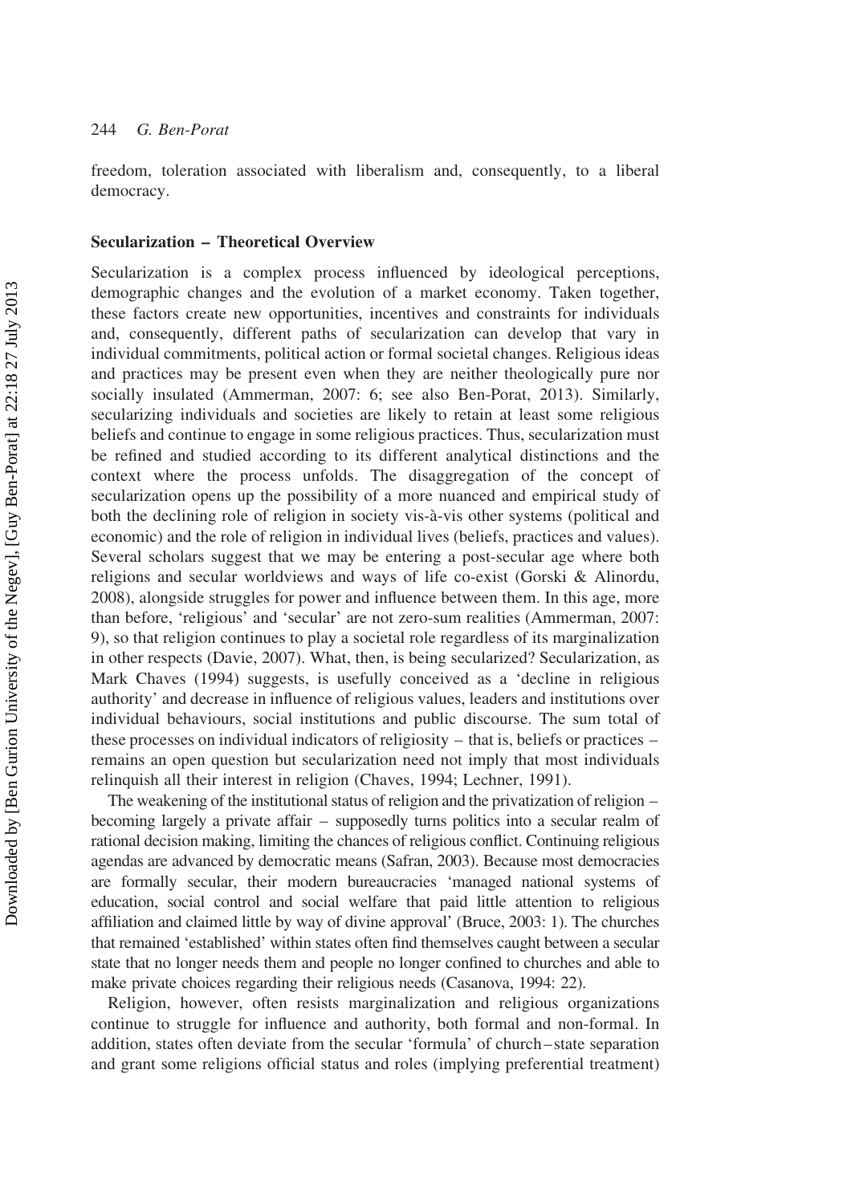freedom, toleration associated with liberalism and, consequently, to a liberal democracy.

## Secularization – Theoretical Overview

Secularization is a complex process influenced by ideological perceptions, demographic changes and the evolution of a market economy. Taken together, these factors create new opportunities, incentives and constraints for individuals and, consequently, different paths of secularization can develop that vary in individual commitments, political action or formal societal changes. Religious ideas and practices may be present even when they are neither theologically pure nor socially insulated (Ammerman, 2007: 6; see also Ben-Porat, 2013). Similarly, secularizing individuals and societies are likely to retain at least some religious beliefs and continue to engage in some religious practices. Thus, secularization must be refined and studied according to its different analytical distinctions and the context where the process unfolds. The disaggregation of the concept of secularization opens up the possibility of a more nuanced and empirical study of both the declining role of religion in society vis-à-vis other systems (political and economic) and the role of religion in individual lives (beliefs, practices and values). Several scholars suggest that we may be entering a post-secular age where both religions and secular worldviews and ways of life co-exist (Gorski & Alinordu, 2008), alongside struggles for power and influence between them. In this age, more than before, 'religious' and 'secular' are not zero-sum realities (Ammerman, 2007: 9), so that religion continues to play a societal role regardless of its marginalization in other respects (Davie, 2007). What, then, is being secularized? Secularization, as Mark Chaves (1994) suggests, is usefully conceived as a 'decline in religious authority' and decrease in influence of religious values, leaders and institutions over individual behaviours, social institutions and public discourse. The sum total of these processes on individual indicators of religiosity – that is, beliefs or practices – remains an open question but secularization need not imply that most individuals relinquish all their interest in religion (Chaves, 1994; Lechner, 1991).

The weakening of the institutional status of religion and the privatization of religion – becoming largely a private affair – supposedly turns politics into a secular realm of rational decision making, limiting the chances of religious conflict. Continuing religious agendas are advanced by democratic means (Safran, 2003). Because most democracies are formally secular, their modern bureaucracies 'managed national systems of education, social control and social welfare that paid little attention to religious affiliation and claimed little by way of divine approval' (Bruce, 2003: 1). The churches that remained 'established' within states often find themselves caught between a secular state that no longer needs them and people no longer confined to churches and able to make private choices regarding their religious needs (Casanova, 1994: 22).

Religion, however, often resists marginalization and religious organizations continue to struggle for influence and authority, both formal and non-formal. In addition, states often deviate from the secular 'formula' of church–state separation and grant some religions official status and roles (implying preferential treatment)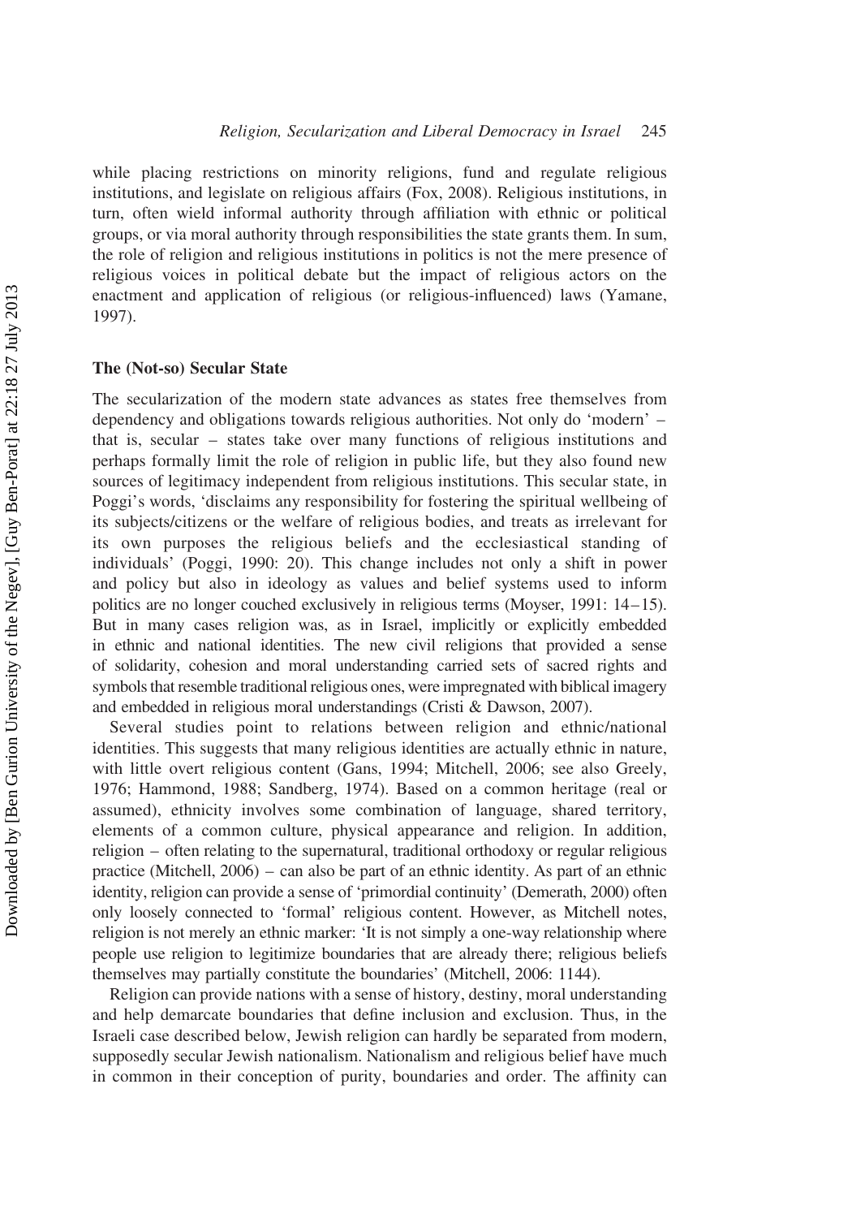while placing restrictions on minority religions, fund and regulate religious institutions, and legislate on religious affairs (Fox, 2008). Religious institutions, in turn, often wield informal authority through affiliation with ethnic or political groups, or via moral authority through responsibilities the state grants them. In sum, the role of religion and religious institutions in politics is not the mere presence of religious voices in political debate but the impact of religious actors on the enactment and application of religious (or religious-influenced) laws (Yamane, 1997).

### The (Not-so) Secular State

The secularization of the modern state advances as states free themselves from dependency and obligations towards religious authorities. Not only do 'modern' – that is, secular – states take over many functions of religious institutions and perhaps formally limit the role of religion in public life, but they also found new sources of legitimacy independent from religious institutions. This secular state, in Poggi's words, 'disclaims any responsibility for fostering the spiritual wellbeing of its subjects/citizens or the welfare of religious bodies, and treats as irrelevant for its own purposes the religious beliefs and the ecclesiastical standing of individuals' (Poggi, 1990: 20). This change includes not only a shift in power and policy but also in ideology as values and belief systems used to inform politics are no longer couched exclusively in religious terms (Moyser, 1991: 14–15). But in many cases religion was, as in Israel, implicitly or explicitly embedded in ethnic and national identities. The new civil religions that provided a sense of solidarity, cohesion and moral understanding carried sets of sacred rights and symbols that resemble traditional religious ones, were impregnated with biblical imagery and embedded in religious moral understandings (Cristi & Dawson, 2007).

Several studies point to relations between religion and ethnic/national identities. This suggests that many religious identities are actually ethnic in nature, with little overt religious content (Gans, 1994; Mitchell, 2006; see also Greely, 1976; Hammond, 1988; Sandberg, 1974). Based on a common heritage (real or assumed), ethnicity involves some combination of language, shared territory, elements of a common culture, physical appearance and religion. In addition, religion – often relating to the supernatural, traditional orthodoxy or regular religious practice (Mitchell, 2006) – can also be part of an ethnic identity. As part of an ethnic identity, religion can provide a sense of 'primordial continuity' (Demerath, 2000) often only loosely connected to 'formal' religious content. However, as Mitchell notes, religion is not merely an ethnic marker: 'It is not simply a one-way relationship where people use religion to legitimize boundaries that are already there; religious beliefs themselves may partially constitute the boundaries' (Mitchell, 2006: 1144).

Religion can provide nations with a sense of history, destiny, moral understanding and help demarcate boundaries that define inclusion and exclusion. Thus, in the Israeli case described below, Jewish religion can hardly be separated from modern, supposedly secular Jewish nationalism. Nationalism and religious belief have much in common in their conception of purity, boundaries and order. The affinity can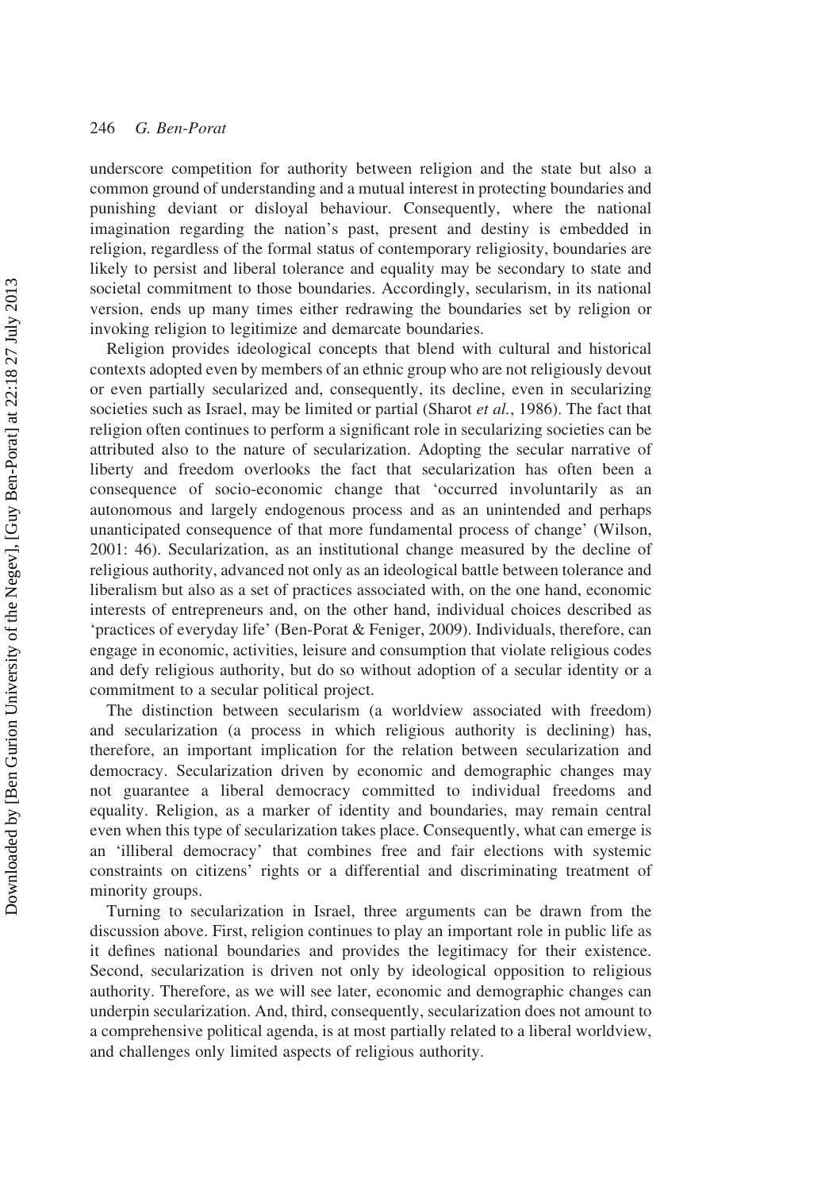underscore competition for authority between religion and the state but also a common ground of understanding and a mutual interest in protecting boundaries and punishing deviant or disloyal behaviour. Consequently, where the national imagination regarding the nation's past, present and destiny is embedded in religion, regardless of the formal status of contemporary religiosity, boundaries are likely to persist and liberal tolerance and equality may be secondary to state and societal commitment to those boundaries. Accordingly, secularism, in its national version, ends up many times either redrawing the boundaries set by religion or invoking religion to legitimize and demarcate boundaries.

Religion provides ideological concepts that blend with cultural and historical contexts adopted even by members of an ethnic group who are not religiously devout or even partially secularized and, consequently, its decline, even in secularizing societies such as Israel, may be limited or partial (Sharot *et al.*, 1986). The fact that religion often continues to perform a significant role in secularizing societies can be attributed also to the nature of secularization. Adopting the secular narrative of liberty and freedom overlooks the fact that secularization has often been a consequence of socio-economic change that 'occurred involuntarily as an autonomous and largely endogenous process and as an unintended and perhaps unanticipated consequence of that more fundamental process of change' (Wilson, 2001: 46). Secularization, as an institutional change measured by the decline of religious authority, advanced not only as an ideological battle between tolerance and liberalism but also as a set of practices associated with, on the one hand, economic interests of entrepreneurs and, on the other hand, individual choices described as 'practices of everyday life' (Ben-Porat & Feniger, 2009). Individuals, therefore, can engage in economic, activities, leisure and consumption that violate religious codes and defy religious authority, but do so without adoption of a secular identity or a commitment to a secular political project.

The distinction between secularism (a worldview associated with freedom) and secularization (a process in which religious authority is declining) has, therefore, an important implication for the relation between secularization and democracy. Secularization driven by economic and demographic changes may not guarantee a liberal democracy committed to individual freedoms and equality. Religion, as a marker of identity and boundaries, may remain central even when this type of secularization takes place. Consequently, what can emerge is an 'illiberal democracy' that combines free and fair elections with systemic constraints on citizens' rights or a differential and discriminating treatment of minority groups.

Turning to secularization in Israel, three arguments can be drawn from the discussion above. First, religion continues to play an important role in public life as it defines national boundaries and provides the legitimacy for their existence. Second, secularization is driven not only by ideological opposition to religious authority. Therefore, as we will see later, economic and demographic changes can underpin secularization. And, third, consequently, secularization does not amount to a comprehensive political agenda, is at most partially related to a liberal worldview, and challenges only limited aspects of religious authority.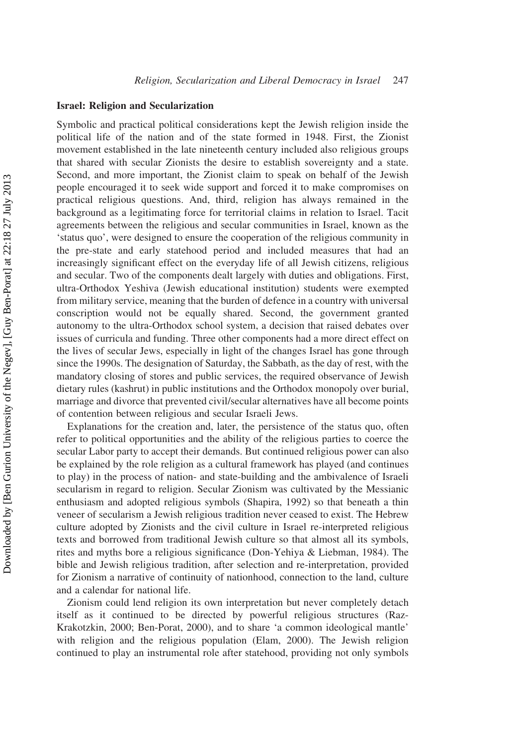## Israel: Religion and Secularization

Symbolic and practical political considerations kept the Jewish religion inside the political life of the nation and of the state formed in 1948. First, the Zionist movement established in the late nineteenth century included also religious groups that shared with secular Zionists the desire to establish sovereignty and a state. Second, and more important, the Zionist claim to speak on behalf of the Jewish people encouraged it to seek wide support and forced it to make compromises on practical religious questions. And, third, religion has always remained in the background as a legitimating force for territorial claims in relation to Israel. Tacit agreements between the religious and secular communities in Israel, known as the 'status quo', were designed to ensure the cooperation of the religious community in the pre-state and early statehood period and included measures that had an increasingly significant effect on the everyday life of all Jewish citizens, religious and secular. Two of the components dealt largely with duties and obligations. First, ultra-Orthodox Yeshiva (Jewish educational institution) students were exempted from military service, meaning that the burden of defence in a country with universal conscription would not be equally shared. Second, the government granted autonomy to the ultra-Orthodox school system, a decision that raised debates over issues of curricula and funding. Three other components had a more direct effect on the lives of secular Jews, especially in light of the changes Israel has gone through since the 1990s. The designation of Saturday, the Sabbath, as the day of rest, with the mandatory closing of stores and public services, the required observance of Jewish dietary rules (kashrut) in public institutions and the Orthodox monopoly over burial, marriage and divorce that prevented civil/secular alternatives have all become points of contention between religious and secular Israeli Jews.

Explanations for the creation and, later, the persistence of the status quo, often refer to political opportunities and the ability of the religious parties to coerce the secular Labor party to accept their demands. But continued religious power can also be explained by the role religion as a cultural framework has played (and continues to play) in the process of nation- and state-building and the ambivalence of Israeli secularism in regard to religion. Secular Zionism was cultivated by the Messianic enthusiasm and adopted religious symbols (Shapira, 1992) so that beneath a thin veneer of secularism a Jewish religious tradition never ceased to exist. The Hebrew culture adopted by Zionists and the civil culture in Israel re-interpreted religious texts and borrowed from traditional Jewish culture so that almost all its symbols, rites and myths bore a religious significance (Don-Yehiya & Liebman, 1984). The bible and Jewish religious tradition, after selection and re-interpretation, provided for Zionism a narrative of continuity of nationhood, connection to the land, culture and a calendar for national life.

Zionism could lend religion its own interpretation but never completely detach itself as it continued to be directed by powerful religious structures (Raz-Krakotzkin, 2000; Ben-Porat, 2000), and to share 'a common ideological mantle' with religion and the religious population (Elam, 2000). The Jewish religion continued to play an instrumental role after statehood, providing not only symbols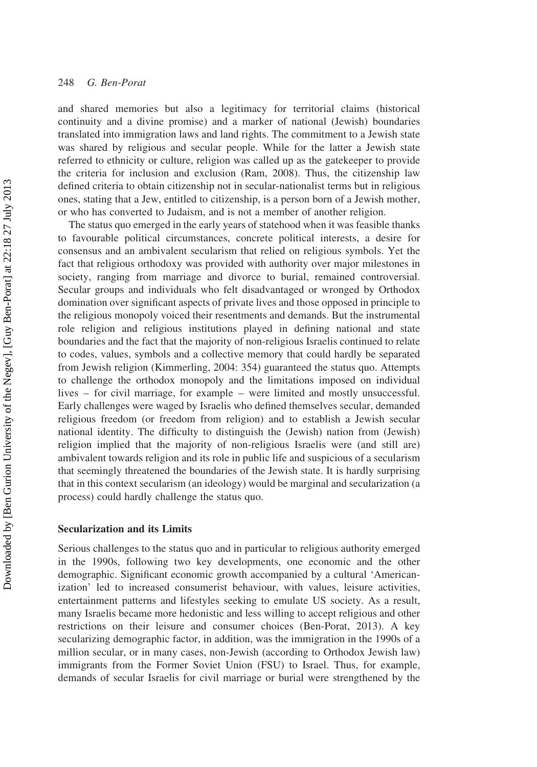and shared memories but also a legitimacy for territorial claims (historical continuity and a divine promise) and a marker of national (Jewish) boundaries translated into immigration laws and land rights. The commitment to a Jewish state was shared by religious and secular people. While for the latter a Jewish state referred to ethnicity or culture, religion was called up as the gatekeeper to provide the criteria for inclusion and exclusion (Ram, 2008). Thus, the citizenship law defined criteria to obtain citizenship not in secular-nationalist terms but in religious ones, stating that a Jew, entitled to citizenship, is a person born of a Jewish mother, or who has converted to Judaism, and is not a member of another religion.

The status quo emerged in the early years of statehood when it was feasible thanks to favourable political circumstances, concrete political interests, a desire for consensus and an ambivalent secularism that relied on religious symbols. Yet the fact that religious orthodoxy was provided with authority over major milestones in society, ranging from marriage and divorce to burial, remained controversial. Secular groups and individuals who felt disadvantaged or wronged by Orthodox domination over significant aspects of private lives and those opposed in principle to the religious monopoly voiced their resentments and demands. But the instrumental role religion and religious institutions played in defining national and state boundaries and the fact that the majority of non-religious Israelis continued to relate to codes, values, symbols and a collective memory that could hardly be separated from Jewish religion (Kimmerling, 2004: 354) guaranteed the status quo. Attempts to challenge the orthodox monopoly and the limitations imposed on individual lives – for civil marriage, for example – were limited and mostly unsuccessful. Early challenges were waged by Israelis who defined themselves secular, demanded religious freedom (or freedom from religion) and to establish a Jewish secular national identity. The difficulty to distinguish the (Jewish) nation from (Jewish) religion implied that the majority of non-religious Israelis were (and still are) ambivalent towards religion and its role in public life and suspicious of a secularism that seemingly threatened the boundaries of the Jewish state. It is hardly surprising that in this context secularism (an ideology) would be marginal and secularization (a process) could hardly challenge the status quo.

## Secularization and its Limits

Serious challenges to the status quo and in particular to religious authority emerged in the 1990s, following two key developments, one economic and the other demographic. Significant economic growth accompanied by a cultural 'Americanization' led to increased consumerist behaviour, with values, leisure activities, entertainment patterns and lifestyles seeking to emulate US society. As a result, many Israelis became more hedonistic and less willing to accept religious and other restrictions on their leisure and consumer choices (Ben-Porat, 2013). A key secularizing demographic factor, in addition, was the immigration in the 1990s of a million secular, or in many cases, non-Jewish (according to Orthodox Jewish law) immigrants from the Former Soviet Union (FSU) to Israel. Thus, for example, demands of secular Israelis for civil marriage or burial were strengthened by the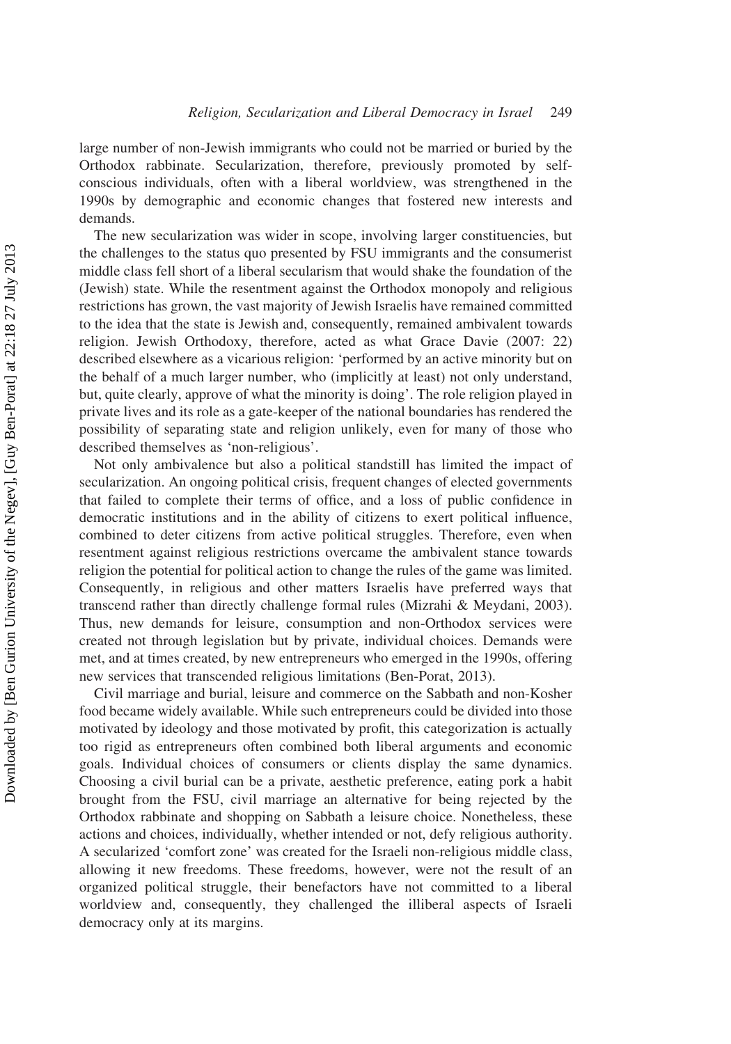large number of non-Jewish immigrants who could not be married or buried by the Orthodox rabbinate. Secularization, therefore, previously promoted by self-conscious individuals, often with a liberal worldview, was strengthened in the 1990s by demographic and economic changes that fostered new interests and demands.

The new secularization was wider in scope, involving larger constituencies, but the challenges to the status quo presented by FSU immigrants and the consumerist middle class fell short of a liberal secularism that would shake the foundation of the (Jewish) state. While the resentment against the Orthodox monopoly and religious restrictions has grown, the vast majority of Jewish Israelis have remained committed to the idea that the state is Jewish and, consequently, remained ambivalent towards religion. Jewish Orthodoxy, therefore, acted as what Grace Davie (2007: 22) described elsewhere as a vicarious religion: 'performed by an active minority but on the behalf of a much larger number, who (implicitly at least) not only understand, but, quite clearly, approve of what the minority is doing'. The role religion played in private lives and its role as a gate-keeper of the national boundaries has rendered the possibility of separating state and religion unlikely, even for many of those who described themselves as 'non-religious'.

Not only ambivalence but also a political standstill has limited the impact of secularization. An ongoing political crisis, frequent changes of elected governments that failed to complete their terms of office, and a loss of public confidence in democratic institutions and in the ability of citizens to exert political influence, combined to deter citizens from active political struggles. Therefore, even when resentment against religious restrictions overcame the ambivalent stance towards religion the potential for political action to change the rules of the game was limited. Consequently, in religious and other matters Israelis have preferred ways that transcend rather than directly challenge formal rules (Mizrahi & Meydani, 2003). Thus, new demands for leisure, consumption and non-Orthodox services were created not through legislation but by private, individual choices. Demands were met, and at times created, by new entrepreneurs who emerged in the 1990s, offering new services that transcended religious limitations (Ben-Porat, 2013).

Civil marriage and burial, leisure and commerce on the Sabbath and non-Kosher food became widely available. While such entrepreneurs could be divided into those motivated by ideology and those motivated by profit, this categorization is actually too rigid as entrepreneurs often combined both liberal arguments and economic goals. Individual choices of consumers or clients display the same dynamics. Choosing a civil burial can be a private, aesthetic preference, eating pork a habit brought from the FSU, civil marriage an alternative for being rejected by the Orthodox rabbinate and shopping on Sabbath a leisure choice. Nonetheless, these actions and choices, individually, whether intended or not, defy religious authority. A secularized 'comfort zone' was created for the Israeli non-religious middle class, allowing it new freedoms. These freedoms, however, were not the result of an organized political struggle, their benefactors have not committed to a liberal worldview and, consequently, they challenged the illiberal aspects of Israeli democracy only at its margins.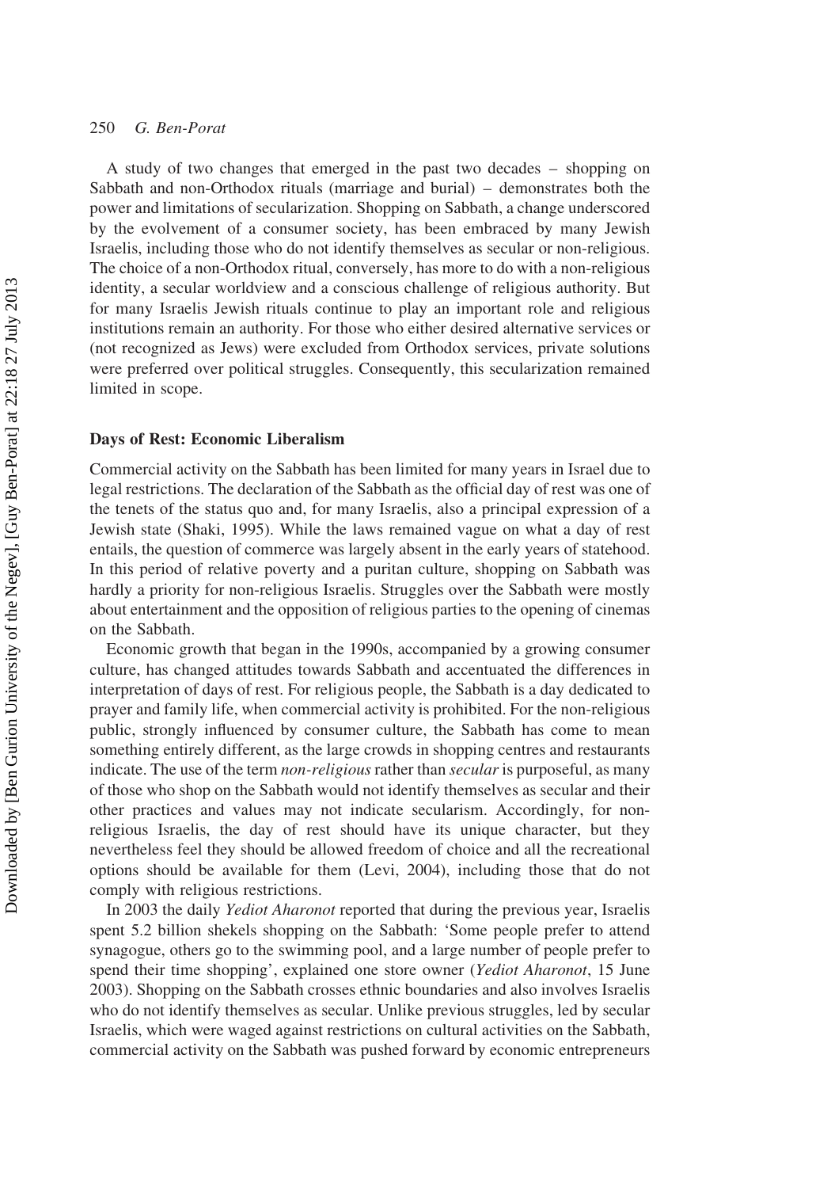A study of two changes that emerged in the past two decades – shopping on Sabbath and non-Orthodox rituals (marriage and burial) – demonstrates both the power and limitations of secularization. Shopping on Sabbath, a change underscored by the evolvement of a consumer society, has been embraced by many Jewish Israelis, including those who do not identify themselves as secular or non-religious. The choice of a non-Orthodox ritual, conversely, has more to do with a non-religious identity, a secular worldview and a conscious challenge of religious authority. But for many Israelis Jewish rituals continue to play an important role and religious institutions remain an authority. For those who either desired alternative services or (not recognized as Jews) were excluded from Orthodox services, private solutions were preferred over political struggles. Consequently, this secularization remained limited in scope.

### Days of Rest: Economic Liberalism

Commercial activity on the Sabbath has been limited for many years in Israel due to legal restrictions. The declaration of the Sabbath as the official day of rest was one of the tenets of the status quo and, for many Israelis, also a principal expression of a Jewish state (Shaki, 1995). While the laws remained vague on what a day of rest entails, the question of commerce was largely absent in the early years of statehood. In this period of relative poverty and a puritan culture, shopping on Sabbath was hardly a priority for non-religious Israelis. Struggles over the Sabbath were mostly about entertainment and the opposition of religious parties to the opening of cinemas on the Sabbath.

Economic growth that began in the 1990s, accompanied by a growing consumer culture, has changed attitudes towards Sabbath and accentuated the differences in interpretation of days of rest. For religious people, the Sabbath is a day dedicated to prayer and family life, when commercial activity is prohibited. For the non-religious public, strongly influenced by consumer culture, the Sabbath has come to mean something entirely different, as the large crowds in shopping centres and restaurants indicate. The use of the term *non-religious* rather than *secular* is purposeful, as many of those who shop on the Sabbath would not identify themselves as secular and their other practices and values may not indicate secularism. Accordingly, for non-religious Israelis, the day of rest should have its unique character, but they nevertheless feel they should be allowed freedom of choice and all the recreational options should be available for them (Levi, 2004), including those that do not comply with religious restrictions.

In 2003 the daily *Yediot Aharonot* reported that during the previous year, Israelis spent 5.2 billion shekels shopping on the Sabbath: 'Some people prefer to attend synagogue, others go to the swimming pool, and a large number of people prefer to spend their time shopping', explained one store owner (*Yediot Aharonot*, 15 June 2003). Shopping on the Sabbath crosses ethnic boundaries and also involves Israelis who do not identify themselves as secular. Unlike previous struggles, led by secular Israelis, which were waged against restrictions on cultural activities on the Sabbath, commercial activity on the Sabbath was pushed forward by economic entrepreneurs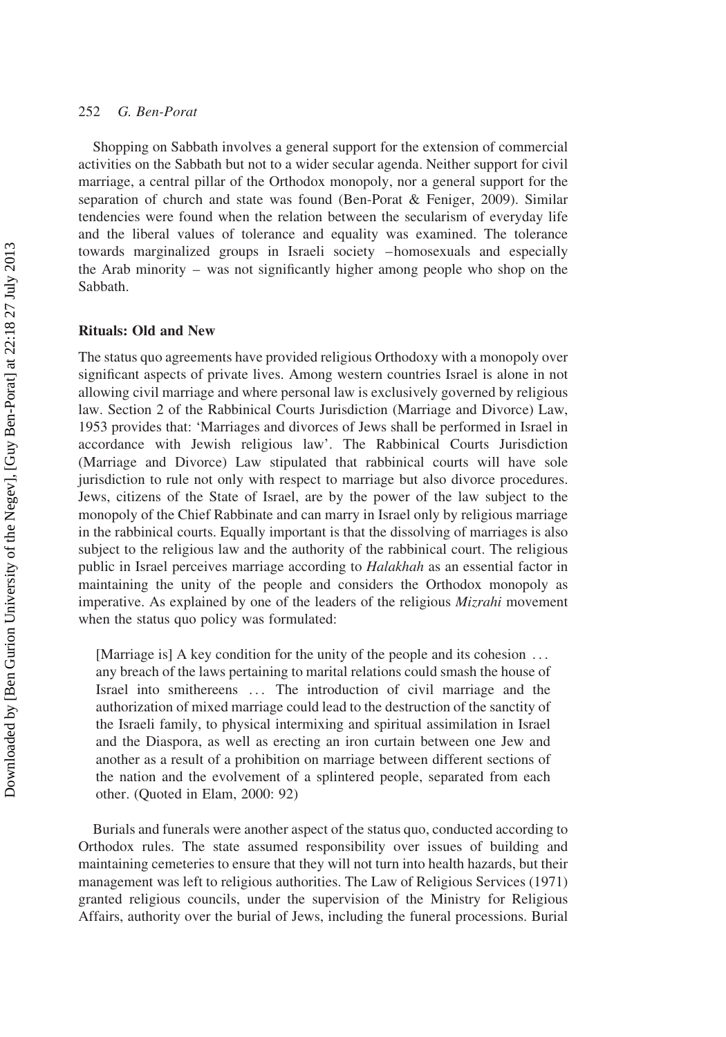Shopping on Sabbath involves a general support for the extension of commercial activities on the Sabbath but not to a wider secular agenda. Neither support for civil marriage, a central pillar of the Orthodox monopoly, nor a general support for the separation of church and state was found (Ben-Porat & Feniger, 2009). Similar tendencies were found when the relation between the secularism of everyday life and the liberal values of tolerance and equality was examined. The tolerance towards marginalized groups in Israeli society –homosexuals and especially the Arab minority – was not significantly higher among people who shop on the Sabbath.

### Rituals: Old and New

The status quo agreements have provided religious Orthodoxy with a monopoly over significant aspects of private lives. Among western countries Israel is alone in not allowing civil marriage and where personal law is exclusively governed by religious law. Section 2 of the Rabbinical Courts Jurisdiction (Marriage and Divorce) Law, 1953 provides that: 'Marriages and divorces of Jews shall be performed in Israel in accordance with Jewish religious law'. The Rabbinical Courts Jurisdiction (Marriage and Divorce) Law stipulated that rabbinical courts will have sole jurisdiction to rule not only with respect to marriage but also divorce procedures. Jews, citizens of the State of Israel, are by the power of the law subject to the monopoly of the Chief Rabbinate and can marry in Israel only by religious marriage in the rabbinical courts. Equally important is that the dissolving of marriages is also subject to the religious law and the authority of the rabbinical court. The religious public in Israel perceives marriage according to *Halakhah* as an essential factor in maintaining the unity of the people and considers the Orthodox monopoly as imperative. As explained by one of the leaders of the religious *Mizrahi* movement when the status quo policy was formulated:

> [Marriage is] A key condition for the unity of the people and its cohesion ... any breach of the laws pertaining to marital relations could smash the house of Israel into smithereens ... The introduction of civil marriage and the authorization of mixed marriage could lead to the destruction of the sanctity of the Israeli family, to physical intermixing and spiritual assimilation in Israel and the Diaspora, as well as erecting an iron curtain between one Jew and another as a result of a prohibition on marriage between different sections of the nation and the evolvement of a splintered people, separated from each other. (Quoted in Elam, 2000: 92)

Burials and funerals were another aspect of the status quo, conducted according to Orthodox rules. The state assumed responsibility over issues of building and maintaining cemeteries to ensure that they will not turn into health hazards, but their management was left to religious authorities. The Law of Religious Services (1971) granted religious councils, under the supervision of the Ministry for Religious Affairs, authority over the burial of Jews, including the funeral processions. Burial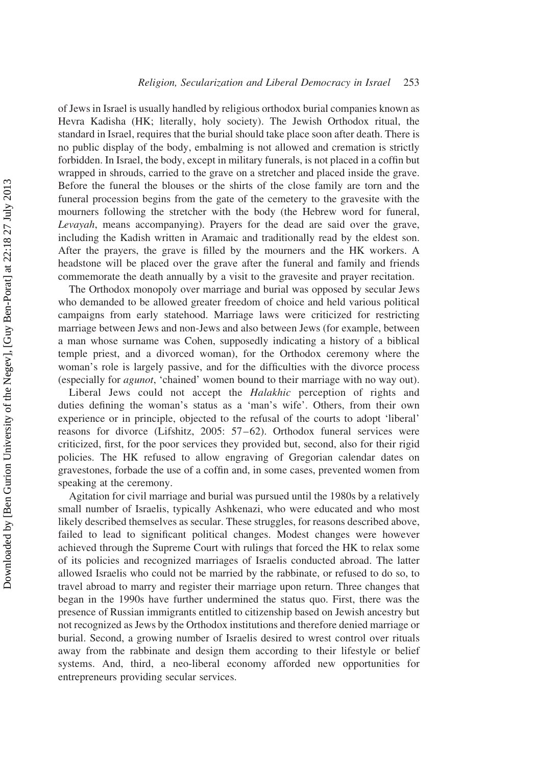of Jews in Israel is usually handled by religious orthodox burial companies known as Hevra Kadisha (HK; literally, holy society). The Jewish Orthodox ritual, the standard in Israel, requires that the burial should take place soon after death. There is no public display of the body, embalming is not allowed and cremation is strictly forbidden. In Israel, the body, except in military funerals, is not placed in a coffin but wrapped in shrouds, carried to the grave on a stretcher and placed inside the grave. Before the funeral the blouses or the shirts of the close family are torn and the funeral procession begins from the gate of the cemetery to the gravesite with the mourners following the stretcher with the body (the Hebrew word for funeral, *Levayah*, means accompanying). Prayers for the dead are said over the grave, including the Kadish written in Aramaic and traditionally read by the eldest son. After the prayers, the grave is filled by the mourners and the HK workers. A headstone will be placed over the grave after the funeral and family and friends commemorate the death annually by a visit to the gravesite and prayer recitation.

The Orthodox monopoly over marriage and burial was opposed by secular Jews who demanded to be allowed greater freedom of choice and held various political campaigns from early statehood. Marriage laws were criticized for restricting marriage between Jews and non-Jews and also between Jews (for example, between a man whose surname was Cohen, supposedly indicating a history of a biblical temple priest, and a divorced woman), for the Orthodox ceremony where the woman's role is largely passive, and for the difficulties with the divorce process (especially for *agunot*, 'chained' women bound to their marriage with no way out).

Liberal Jews could not accept the *Halakhic* perception of rights and duties defining the woman's status as a 'man's wife'. Others, from their own experience or in principle, objected to the refusal of the courts to adopt 'liberal' reasons for divorce (Lifshitz, 2005: 57–62). Orthodox funeral services were criticized, first, for the poor services they provided but, second, also for their rigid policies. The HK refused to allow engraving of Gregorian calendar dates on gravestones, forbade the use of a coffin and, in some cases, prevented women from speaking at the ceremony.

Agitation for civil marriage and burial was pursued until the 1980s by a relatively small number of Israelis, typically Ashkenazi, who were educated and who most likely described themselves as secular. These struggles, for reasons described above, failed to lead to significant political changes. Modest changes were however achieved through the Supreme Court with rulings that forced the HK to relax some of its policies and recognized marriages of Israelis conducted abroad. The latter allowed Israelis who could not be married by the rabbinate, or refused to do so, to travel abroad to marry and register their marriage upon return. Three changes that began in the 1990s have further undermined the status quo. First, there was the presence of Russian immigrants entitled to citizenship based on Jewish ancestry but not recognized as Jews by the Orthodox institutions and therefore denied marriage or burial. Second, a growing number of Israelis desired to wrest control over rituals away from the rabbinate and design them according to their lifestyle or belief systems. And, third, a neo-liberal economy afforded new opportunities for entrepreneurs providing secular services.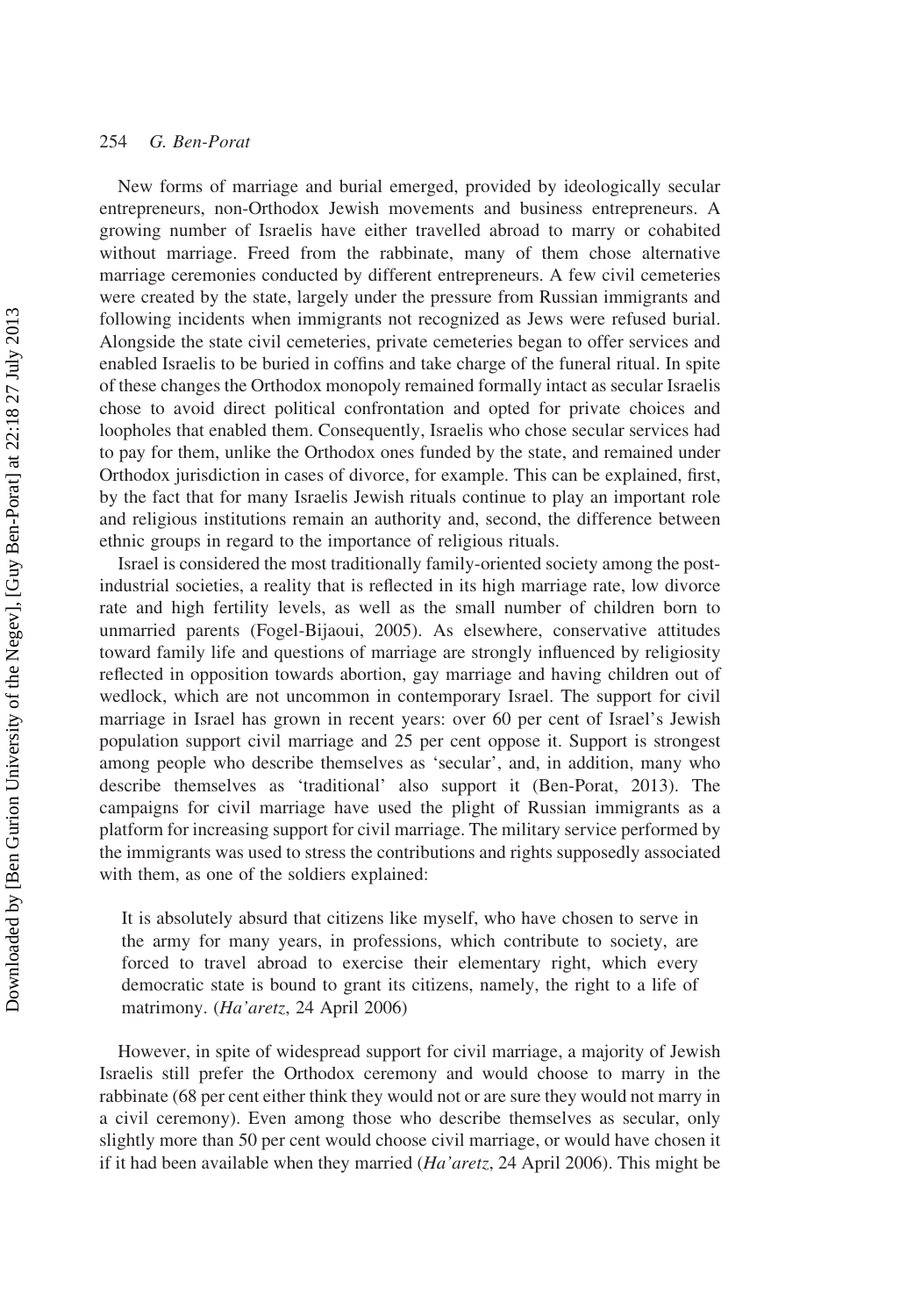New forms of marriage and burial emerged, provided by ideologically secular entrepreneurs, non-Orthodox Jewish movements and business entrepreneurs. A growing number of Israelis have either travelled abroad to marry or cohabited without marriage. Freed from the rabbinate, many of them chose alternative marriage ceremonies conducted by different entrepreneurs. A few civil cemeteries were created by the state, largely under the pressure from Russian immigrants and following incidents when immigrants not recognized as Jews were refused burial. Alongside the state civil cemeteries, private cemeteries began to offer services and enabled Israelis to be buried in coffins and take charge of the funeral ritual. In spite of these changes the Orthodox monopoly remained formally intact as secular Israelis chose to avoid direct political confrontation and opted for private choices and loopholes that enabled them. Consequently, Israelis who chose secular services had to pay for them, unlike the Orthodox ones funded by the state, and remained under Orthodox jurisdiction in cases of divorce, for example. This can be explained, first, by the fact that for many Israelis Jewish rituals continue to play an important role and religious institutions remain an authority and, second, the difference between ethnic groups in regard to the importance of religious rituals.

Israel is considered the most traditionally family-oriented society among the post-industrial societies, a reality that is reflected in its high marriage rate, low divorce rate and high fertility levels, as well as the small number of children born to unmarried parents (Fogel-Bijaoui, 2005). As elsewhere, conservative attitudes toward family life and questions of marriage are strongly influenced by religiosity reflected in opposition towards abortion, gay marriage and having children out of wedlock, which are not uncommon in contemporary Israel. The support for civil marriage in Israel has grown in recent years: over 60 per cent of Israel's Jewish population support civil marriage and 25 per cent oppose it. Support is strongest among people who describe themselves as 'secular', and, in addition, many who describe themselves as 'traditional' also support it (Ben-Porat, 2013). The campaigns for civil marriage have used the plight of Russian immigrants as a platform for increasing support for civil marriage. The military service performed by the immigrants was used to stress the contributions and rights supposedly associated with them, as one of the soldiers explained:

> It is absolutely absurd that citizens like myself, who have chosen to serve in the army for many years, in professions, which contribute to society, are forced to travel abroad to exercise their elementary right, which every democratic state is bound to grant its citizens, namely, the right to a life of matrimony. (*Ha'aretz*, 24 April 2006)

However, in spite of widespread support for civil marriage, a majority of Jewish Israelis still prefer the Orthodox ceremony and would choose to marry in the rabbinate (68 per cent either think they would not or are sure they would not marry in a civil ceremony). Even among those who describe themselves as secular, only slightly more than 50 per cent would choose civil marriage, or would have chosen it if it had been available when they married (*Ha'aretz*, 24 April 2006). This might be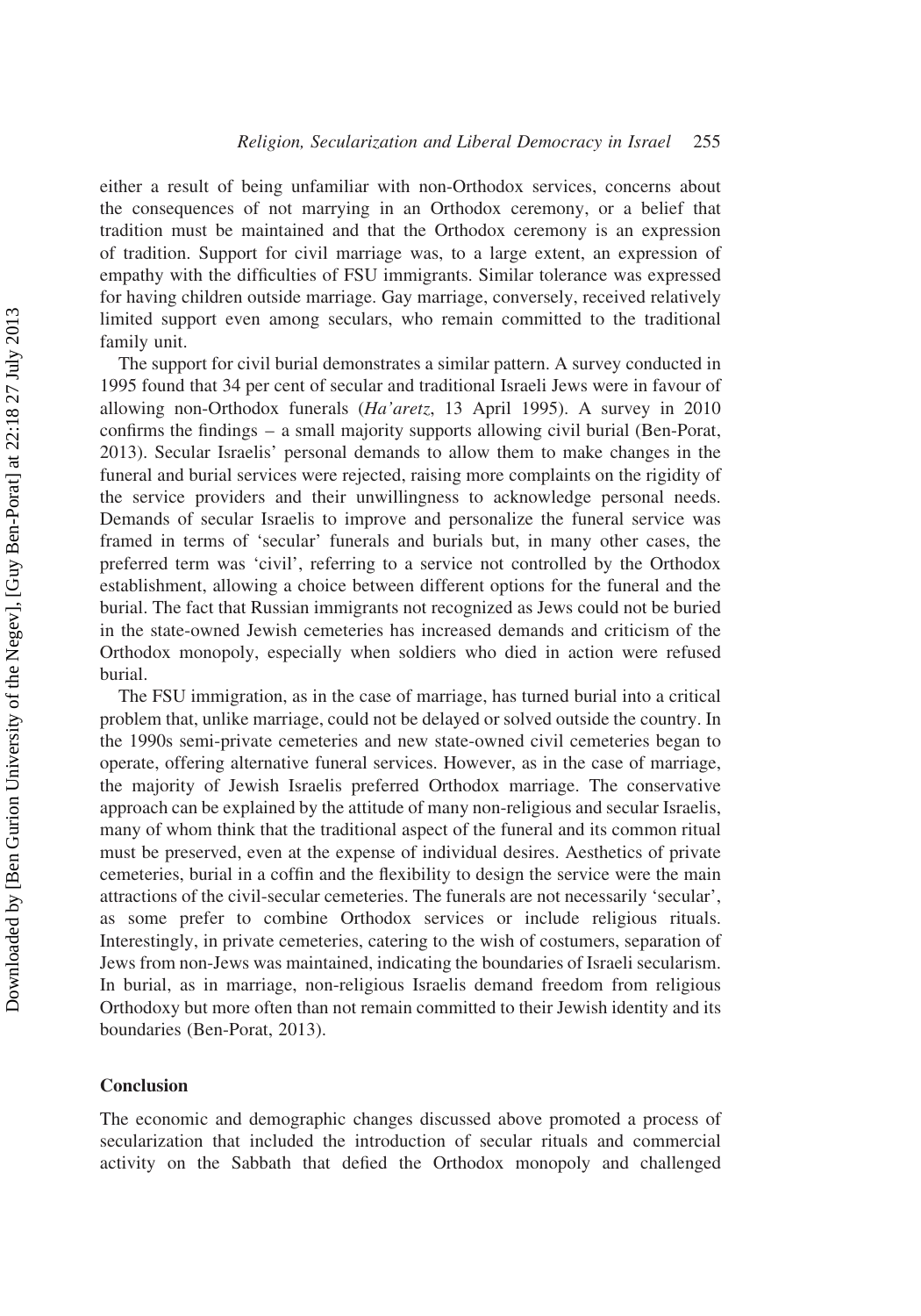either a result of being unfamiliar with non-Orthodox services, concerns about the consequences of not marrying in an Orthodox ceremony, or a belief that tradition must be maintained and that the Orthodox ceremony is an expression of tradition. Support for civil marriage was, to a large extent, an expression of empathy with the difficulties of FSU immigrants. Similar tolerance was expressed for having children outside marriage. Gay marriage, conversely, received relatively limited support even among seculars, who remain committed to the traditional family unit.

The support for civil burial demonstrates a similar pattern. A survey conducted in 1995 found that 34 per cent of secular and traditional Israeli Jews were in favour of allowing non-Orthodox funerals (*Ha'aretz*, 13 April 1995). A survey in 2010 confirms the findings – a small majority supports allowing civil burial (Ben-Porat, 2013). Secular Israelis' personal demands to allow them to make changes in the funeral and burial services were rejected, raising more complaints on the rigidity of the service providers and their unwillingness to acknowledge personal needs. Demands of secular Israelis to improve and personalize the funeral service was framed in terms of 'secular' funerals and burials but, in many other cases, the preferred term was 'civil', referring to a service not controlled by the Orthodox establishment, allowing a choice between different options for the funeral and the burial. The fact that Russian immigrants not recognized as Jews could not be buried in the state-owned Jewish cemeteries has increased demands and criticism of the Orthodox monopoly, especially when soldiers who died in action were refused burial.

The FSU immigration, as in the case of marriage, has turned burial into a critical problem that, unlike marriage, could not be delayed or solved outside the country. In the 1990s semi-private cemeteries and new state-owned civil cemeteries began to operate, offering alternative funeral services. However, as in the case of marriage, the majority of Jewish Israelis preferred Orthodox marriage. The conservative approach can be explained by the attitude of many non-religious and secular Israelis, many of whom think that the traditional aspect of the funeral and its common ritual must be preserved, even at the expense of individual desires. Aesthetics of private cemeteries, burial in a coffin and the flexibility to design the service were the main attractions of the civil-secular cemeteries. The funerals are not necessarily 'secular', as some prefer to combine Orthodox services or include religious rituals. Interestingly, in private cemeteries, catering to the wish of costumers, separation of Jews from non-Jews was maintained, indicating the boundaries of Israeli secularism. In burial, as in marriage, non-religious Israelis demand freedom from religious Orthodoxy but more often than not remain committed to their Jewish identity and its boundaries (Ben-Porat, 2013).

## Conclusion

The economic and demographic changes discussed above promoted a process of secularization that included the introduction of secular rituals and commercial activity on the Sabbath that defied the Orthodox monopoly and challenged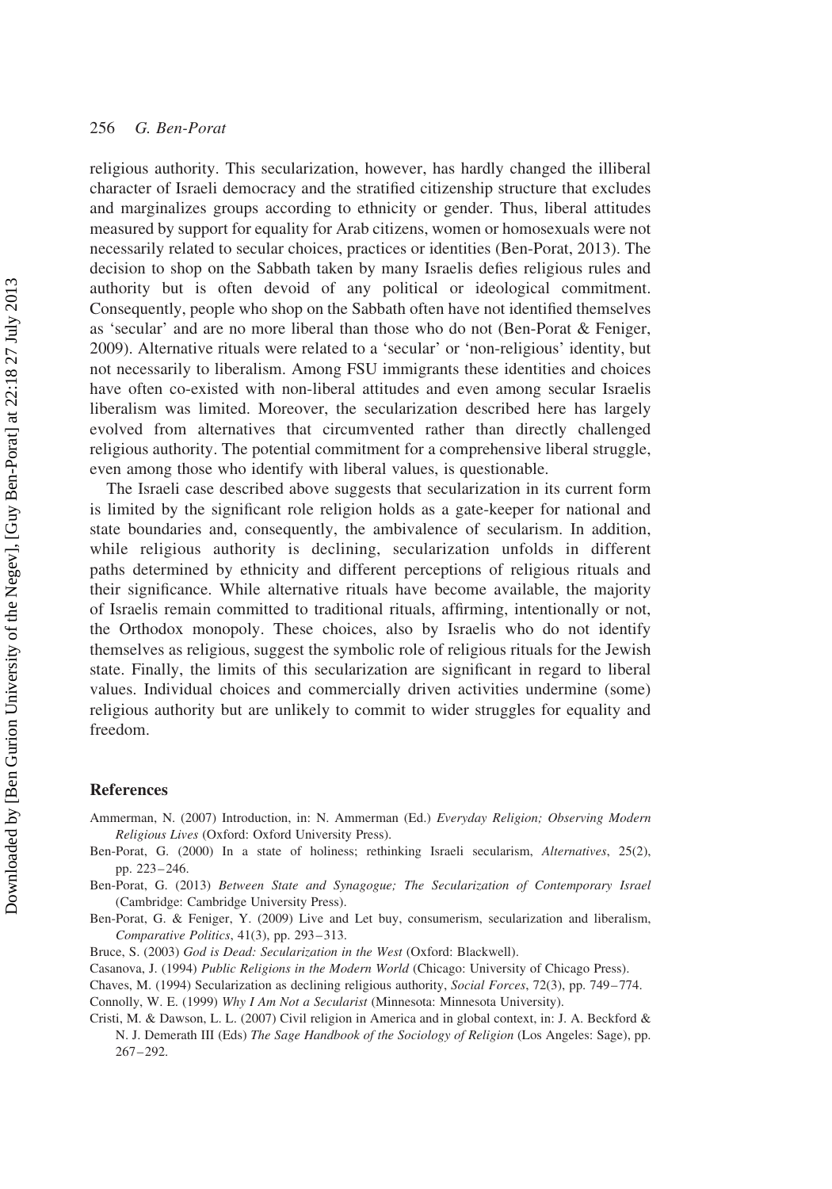religious authority. This secularization, however, has hardly changed the illiberal character of Israeli democracy and the stratified citizenship structure that excludes and marginalizes groups according to ethnicity or gender. Thus, liberal attitudes measured by support for equality for Arab citizens, women or homosexuals were not necessarily related to secular choices, practices or identities (Ben-Porat, 2013). The decision to shop on the Sabbath taken by many Israelis defies religious rules and authority but is often devoid of any political or ideological commitment. Consequently, people who shop on the Sabbath often have not identified themselves as 'secular' and are no more liberal than those who do not (Ben-Porat & Feniger, 2009). Alternative rituals were related to a 'secular' or 'non-religious' identity, but not necessarily to liberalism. Among FSU immigrants these identities and choices have often co-existed with non-liberal attitudes and even among secular Israelis liberalism was limited. Moreover, the secularization described here has largely evolved from alternatives that circumvented rather than directly challenged religious authority. The potential commitment for a comprehensive liberal struggle, even among those who identify with liberal values, is questionable.

The Israeli case described above suggests that secularization in its current form is limited by the significant role religion holds as a gate-keeper for national and state boundaries and, consequently, the ambivalence of secularism. In addition, while religious authority is declining, secularization unfolds in different paths determined by ethnicity and different perceptions of religious rituals and their significance. While alternative rituals have become available, the majority of Israelis remain committed to traditional rituals, affirming, intentionally or not, the Orthodox monopoly. These choices, also by Israelis who do not identify themselves as religious, suggest the symbolic role of religious rituals for the Jewish state. Finally, the limits of this secularization are significant in regard to liberal values. Individual choices and commercially driven activities undermine (some) religious authority but are unlikely to commit to wider struggles for equality and freedom.

## References

Ammerman, N. (2007) Introduction, in: N. Ammerman (Ed.) *Everyday Religion; Observing Modern Religious Lives* (Oxford: Oxford University Press).

Ben-Porat, G. (2000) In a state of holiness; rethinking Israeli secularism, *Alternatives*, 25(2), pp. 223–246.

Ben-Porat, G. (2013) *Between State and Synagogue; The Secularization of Contemporary Israel* (Cambridge: Cambridge University Press).

Ben-Porat, G. & Feniger, Y. (2009) Live and Let buy, consumerism, secularization and liberalism, *Comparative Politics*, 41(3), pp. 293–313.

Bruce, S. (2003) *God is Dead: Secularization in the West* (Oxford: Blackwell).

Casanova, J. (1994) *Public Religions in the Modern World* (Chicago: University of Chicago Press).

Chaves, M. (1994) Secularization as declining religious authority, *Social Forces*, 72(3), pp. 749–774.

Connolly, W. E. (1999) *Why I Am Not a Secularist* (Minnesota: Minnesota University).

Cristi, M. & Dawson, L. L. (2007) Civil religion in America and in global context, in: J. A. Beckford & N. J. Demerath III (Eds) *The Sage Handbook of the Sociology of Religion* (Los Angeles: Sage), pp. 267–292.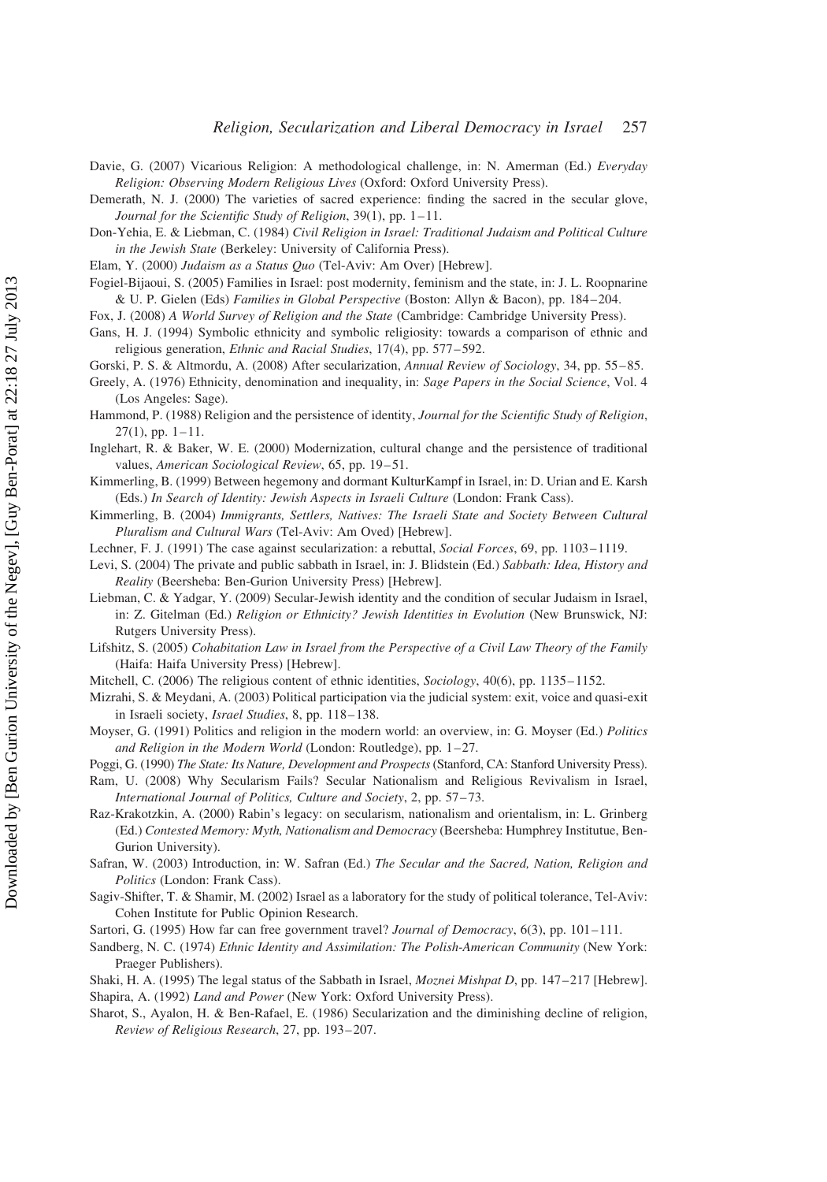Davie, G. (2007) Vicarious Religion: A methodological challenge, in: N. Amerman (Ed.) *Everyday Religion: Observing Modern Religious Lives* (Oxford: Oxford University Press).

Demerath, N. J. (2000) The varieties of sacred experience: finding the sacred in the secular glove, *Journal for the Scientific Study of Religion*, 39(1), pp. 1–11.

Don-Yehia, E. & Liebman, C. (1984) *Civil Religion in Israel: Traditional Judaism and Political Culture in the Jewish State* (Berkeley: University of California Press).

Elam, Y. (2000) *Judaism as a Status Quo* (Tel-Aviv: Am Over) [Hebrew].

Fogiel-Bijaoui, S. (2005) Families in Israel: post modernity, feminism and the state, in: J. L. Roopnarine & U. P. Gielen (Eds) *Families in Global Perspective* (Boston: Allyn & Bacon), pp. 184–204.

Fox, J. (2008) *A World Survey of Religion and the State* (Cambridge: Cambridge University Press).

Gans, H. J. (1994) Symbolic ethnicity and symbolic religiosity: towards a comparison of ethnic and religious generation, *Ethnic and Racial Studies*, 17(4), pp. 577–592.

Gorski, P. S. & Altmordu, A. (2008) After secularization, *Annual Review of Sociology*, 34, pp. 55–85.

Greely, A. (1976) Ethnicity, denomination and inequality, in: *Sage Papers in the Social Science*, Vol. 4 (Los Angeles: Sage).

Hammond, P. (1988) Religion and the persistence of identity, *Journal for the Scientific Study of Religion*, 27(1), pp. 1–11.

Inglehart, R. & Baker, W. E. (2000) Modernization, cultural change and the persistence of traditional values, *American Sociological Review*, 65, pp. 19–51.

Kimmerling, B. (1999) Between hegemony and dormant KulturKampf in Israel, in: D. Urian and E. Karsh (Eds.) *In Search of Identity: Jewish Aspects in Israeli Culture* (London: Frank Cass).

Kimmerling, B. (2004) *Immigrants, Settlers, Natives: The Israeli State and Society Between Cultural Pluralism and Cultural Wars* (Tel-Aviv: Am Oved) [Hebrew].

Lechner, F. J. (1991) The case against secularization: a rebuttal, *Social Forces*, 69, pp. 1103–1119.

Levi, S. (2004) The private and public sabbath in Israel, in: J. Blidstein (Ed.) *Sabbath: Idea, History and Reality* (Beersheba: Ben-Gurion University Press) [Hebrew].

Liebman, C. & Yadgar, Y. (2009) Secular-Jewish identity and the condition of secular Judaism in Israel, in: Z. Gitelman (Ed.) *Religion or Ethnicity? Jewish Identities in Evolution* (New Brunswick, NJ: Rutgers University Press).

Lifshitz, S. (2005) *Cohabitation Law in Israel from the Perspective of a Civil Law Theory of the Family* (Haifa: Haifa University Press) [Hebrew].

Mitchell, C. (2006) The religious content of ethnic identities, *Sociology*, 40(6), pp. 1135–1152.

Mizrahi, S. & Meydani, A. (2003) Political participation via the judicial system: exit, voice and quasi-exit in Israeli society, *Israel Studies*, 8, pp. 118–138.

Moyser, G. (1991) Politics and religion in the modern world: an overview, in: G. Moyser (Ed.) *Politics and Religion in the Modern World* (London: Routledge), pp. 1–27.

Poggi, G. (1990) *The State: Its Nature, Development and Prospects* (Stanford, CA: Stanford University Press).

Ram, U. (2008) Why Secularism Fails? Secular Nationalism and Religious Revivalism in Israel, *International Journal of Politics, Culture and Society*, 2, pp. 57–73.

Raz-Krakotzkin, A. (2000) Rabin's legacy: on secularism, nationalism and orientalism, in: L. Grinberg (Ed.) *Contested Memory: Myth, Nationalism and Democracy* (Beersheba: Humphrey Institutue, Ben-Gurion University).

Safran, W. (2003) Introduction, in: W. Safran (Ed.) *The Secular and the Sacred, Nation, Religion and Politics* (London: Frank Cass).

Sagiv-Shifter, T. & Shamir, M. (2002) Israel as a laboratory for the study of political tolerance, Tel-Aviv: Cohen Institute for Public Opinion Research.

Sartori, G. (1995) How far can free government travel? *Journal of Democracy*, 6(3), pp. 101–111.

Sandberg, N. C. (1974) *Ethnic Identity and Assimilation: The Polish-American Community* (New York: Praeger Publishers).

Shaki, H. A. (1995) The legal status of the Sabbath in Israel, *Moznei Mishpat D*, pp. 147–217 [Hebrew].

Shapira, A. (1992) *Land and Power* (New York: Oxford University Press).

Sharot, S., Ayalon, H. & Ben-Rafael, E. (1986) Secularization and the diminishing decline of religion, *Review of Religious Research*, 27, pp. 193–207.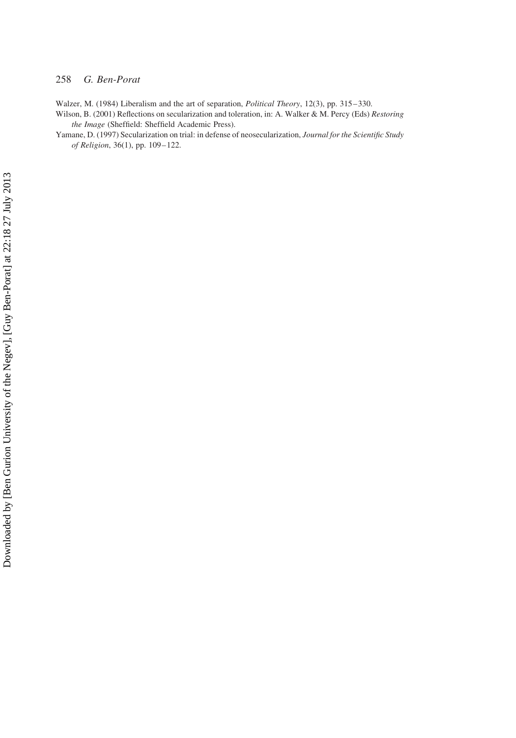Walzer, M. (1984) Liberalism and the art of separation, *Political Theory*, 12(3), pp. 315–330.

Wilson, B. (2001) Reflections on secularization and toleration, in: A. Walker & M. Percy (Eds) *Restoring the Image* (Sheffield: Sheffield Academic Press).

Yamane, D. (1997) Secularization on trial: in defense of neosecularization, *Journal for the Scientific Study of Religion*, 36(1), pp. 109–122.